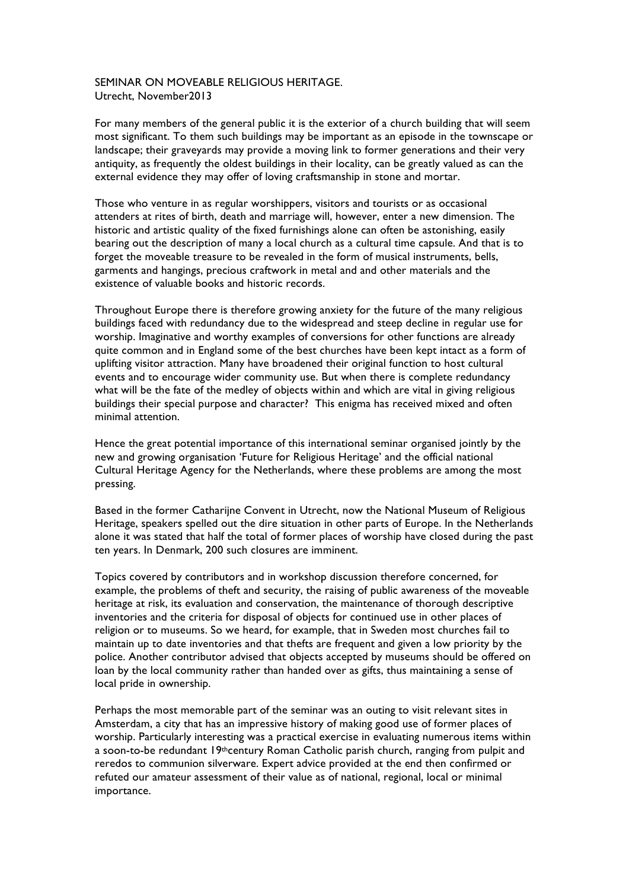SEMINAR ON MOVEABLE RELIGIOUS HERITAGE.
Utrecht, November2013

For many members of the general public it is the exterior of a church building that will seem most significant. To them such buildings may be important as an episode in the townscape or landscape; their graveyards may provide a moving link to former generations and their very antiquity, as frequently the oldest buildings in their locality, can be greatly valued as can the external evidence they may offer of loving craftsmanship in stone and mortar.

Those who venture in as regular worshippers, visitors and tourists or as occasional attenders at rites of birth, death and marriage will, however, enter a new dimension. The historic and artistic quality of the fixed furnishings alone can often be astonishing, easily bearing out the description of many a local church as a cultural time capsule. And that is to forget the moveable treasure to be revealed in the form of musical instruments, bells, garments and hangings, precious craftwork in metal and and other materials and the existence of valuable books and historic records.

Throughout Europe there is therefore growing anxiety for the future of the many religious buildings faced with redundancy due to the widespread and steep decline in regular use for worship. Imaginative and worthy examples of conversions for other functions are already quite common and in England some of the best churches have been kept intact as a form of uplifting visitor attraction. Many have broadened their original function to host cultural events and to encourage wider community use. But when there is complete redundancy what will be the fate of the medley of objects within and which are vital in giving religious buildings their special purpose and character? This enigma has received mixed and often minimal attention.

Hence the great potential importance of this international seminar organised jointly by the new and growing organisation 'Future for Religious Heritage' and the official national Cultural Heritage Agency for the Netherlands, where these problems are among the most pressing.

Based in the former Catharijne Convent in Utrecht, now the National Museum of Religious Heritage, speakers spelled out the dire situation in other parts of Europe. In the Netherlands alone it was stated that half the total of former places of worship have closed during the past ten years. In Denmark, 200 such closures are imminent.

Topics covered by contributors and in workshop discussion therefore concerned, for example, the problems of theft and security, the raising of public awareness of the moveable heritage at risk, its evaluation and conservation, the maintenance of thorough descriptive inventories and the criteria for disposal of objects for continued use in other places of religion or to museums. So we heard, for example, that in Sweden most churches fail to maintain up to date inventories and that thefts are frequent and given a low priority by the police. Another contributor advised that objects accepted by museums should be offered on loan by the local community rather than handed over as gifts, thus maintaining a sense of local pride in ownership.

Perhaps the most memorable part of the seminar was an outing to visit relevant sites in Amsterdam, a city that has an impressive history of making good use of former places of worship. Particularly interesting was a practical exercise in evaluating numerous items within a soon-to-be redundant 19thcentury Roman Catholic parish church, ranging from pulpit and reredos to communion silverware. Expert advice provided at the end then confirmed or refuted our amateur assessment of their value as of national, regional, local or minimal importance.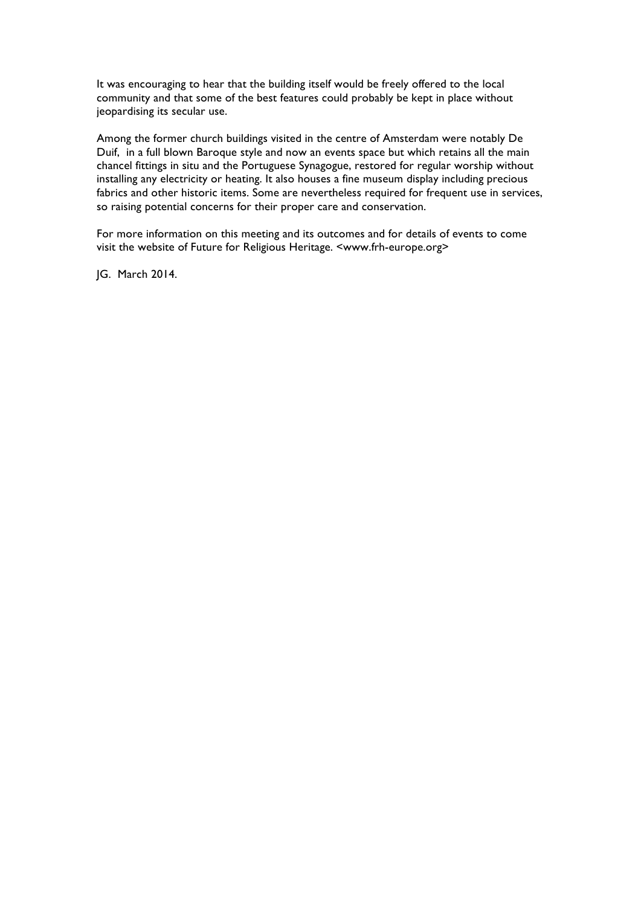It was encouraging to hear that the building itself would be freely offered to the local community and that some of the best features could probably be kept in place without jeopardising its secular use.

Among the former church buildings visited in the centre of Amsterdam were notably De Duif, in a full blown Baroque style and now an events space but which retains all the main chancel fittings in situ and the Portuguese Synagogue, restored for regular worship without installing any electricity or heating. It also houses a fine museum display including precious fabrics and other historic items. Some are nevertheless required for frequent use in services, so raising potential concerns for their proper care and conservation.

For more information on this meeting and its outcomes and for details of events to come visit the website of Future for Religious Heritage. <www.frh-europe.org>

JG. March 2014.